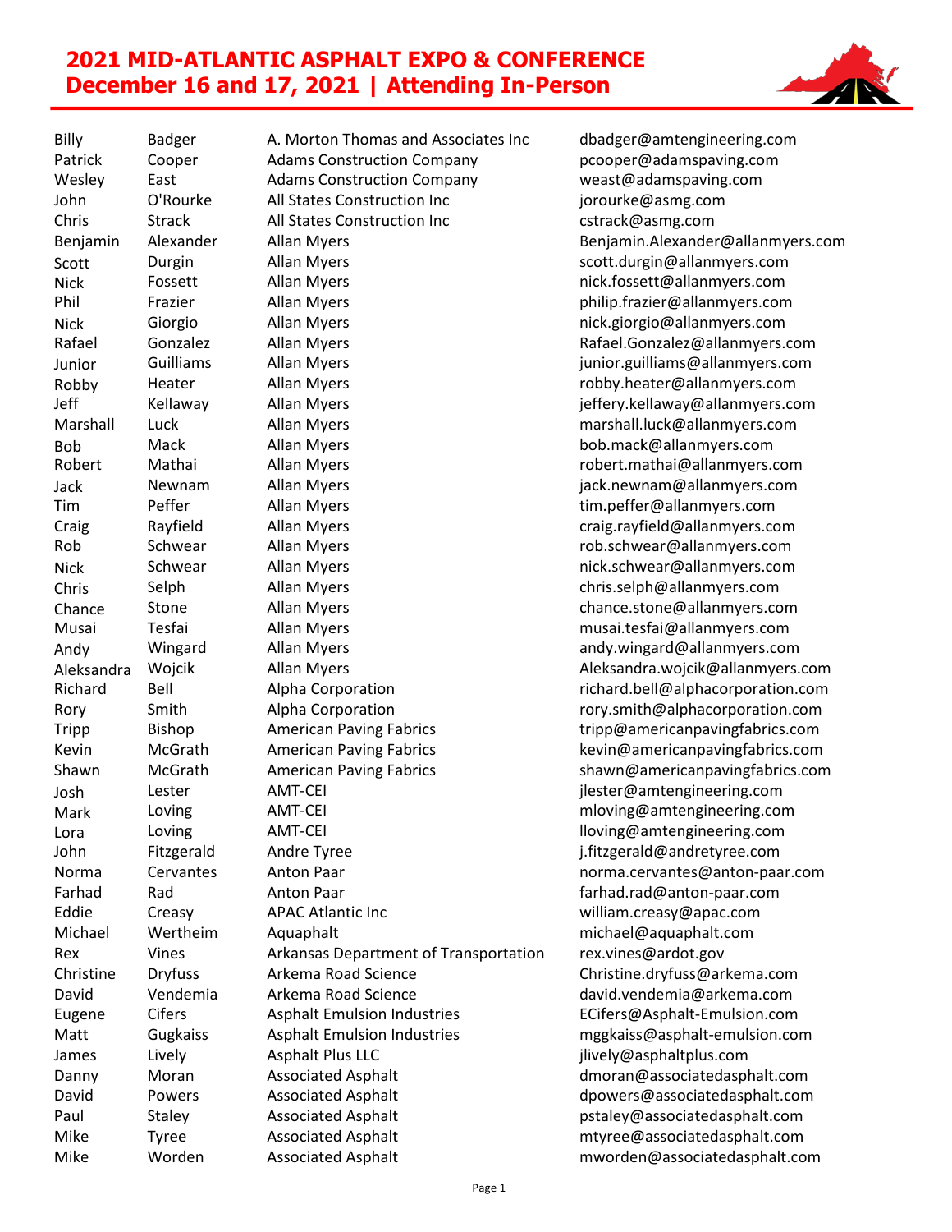# 2021 MID-ATLANTIC ASPHALT EXPO & CONFERENCE
# December 16 and 17, 2021 | Attending In-Person

| | | | |
|---|---|---|---|
| Billy | Badger | A. Morton Thomas and Associates Inc | dbadger@amtengineering.com |
| Patrick | Cooper | Adams Construction Company | pcooper@adamspaving.com |
| Wesley | East | Adams Construction Company | weast@adamspaving.com |
| John | O'Rourke | All States Construction Inc | jorourke@asmg.com |
| Chris | Strack | All States Construction Inc | cstrack@asmg.com |
| Benjamin | Alexander | Allan Myers | Benjamin.Alexander@allanmyers.com |
| Scott | Durgin | Allan Myers | scott.durgin@allanmyers.com |
| Nick | Fossett | Allan Myers | nick.fossett@allanmyers.com |
| Phil | Frazier | Allan Myers | philip.frazier@allanmyers.com |
| Nick | Giorgio | Allan Myers | nick.giorgio@allanmyers.com |
| Rafael | Gonzalez | Allan Myers | Rafael.Gonzalez@allanmyers.com |
| Junior | Guilliams | Allan Myers | junior.guilliams@allanmyers.com |
| Robby | Heater | Allan Myers | robby.heater@allanmyers.com |
| Jeff | Kellaway | Allan Myers | jeffery.kellaway@allanmyers.com |
| Marshall | Luck | Allan Myers | marshall.luck@allanmyers.com |
| Bob | Mack | Allan Myers | bob.mack@allanmyers.com |
| Robert | Mathai | Allan Myers | robert.mathai@allanmyers.com |
| Jack | Newnam | Allan Myers | jack.newnam@allanmyers.com |
| Tim | Peffer | Allan Myers | tim.peffer@allanmyers.com |
| Craig | Rayfield | Allan Myers | craig.rayfield@allanmyers.com |
| Rob | Schwear | Allan Myers | rob.schwear@allanmyers.com |
| Nick | Schwear | Allan Myers | nick.schwear@allanmyers.com |
| Chris | Selph | Allan Myers | chris.selph@allanmyers.com |
| Chance | Stone | Allan Myers | chance.stone@allanmyers.com |
| Musai | Tesfai | Allan Myers | musai.tesfai@allanmyers.com |
| Andy | Wingard | Allan Myers | andy.wingard@allanmyers.com |
| Aleksandra | Wojcik | Allan Myers | Aleksandra.wojcik@allanmyers.com |
| Richard | Bell | Alpha Corporation | richard.bell@alphacorporation.com |
| Rory | Smith | Alpha Corporation | rory.smith@alphacorporation.com |
| Tripp | Bishop | American Paving Fabrics | tripp@americanpavingfabrics.com |
| Kevin | McGrath | American Paving Fabrics | kevin@americanpavingfabrics.com |
| Shawn | McGrath | American Paving Fabrics | shawn@americanpavingfabrics.com |
| Josh | Lester | AMT-CEI | jlester@amtengineering.com |
| Mark | Loving | AMT-CEI | mloving@amtengineering.com |
| Lora | Loving | AMT-CEI | lloving@amtengineering.com |
| John | Fitzgerald | Andre Tyree | j.fitzgerald@andretyree.com |
| Norma | Cervantes | Anton Paar | norma.cervantes@anton-paar.com |
| Farhad | Rad | Anton Paar | farhad.rad@anton-paar.com |
| Eddie | Creasy | APAC Atlantic Inc | william.creasy@apac.com |
| Michael | Wertheim | Aquaphalt | michael@aquaphalt.com |
| Rex | Vines | Arkansas Department of Transportation | rex.vines@ardot.gov |
| Christine | Dryfuss | Arkema Road Science | Christine.dryfuss@arkema.com |
| David | Vendemia | Arkema Road Science | david.vendemia@arkema.com |
| Eugene | Cifers | Asphalt Emulsion Industries | ECifers@Asphalt-Emulsion.com |
| Matt | Gugkaiss | Asphalt Emulsion Industries | mggkaiss@asphalt-emulsion.com |
| James | Lively | Asphalt Plus LLC | jlively@asphaltplus.com |
| Danny | Moran | Associated Asphalt | dmoran@associatedasphalt.com |
| David | Powers | Associated Asphalt | dpowers@associatedasphalt.com |
| Paul | Staley | Associated Asphalt | pstaley@associatedasphalt.com |
| Mike | Tyree | Associated Asphalt | mtyree@associatedasphalt.com |
| Mike | Worden | Associated Asphalt | mworden@associatedasphalt.com |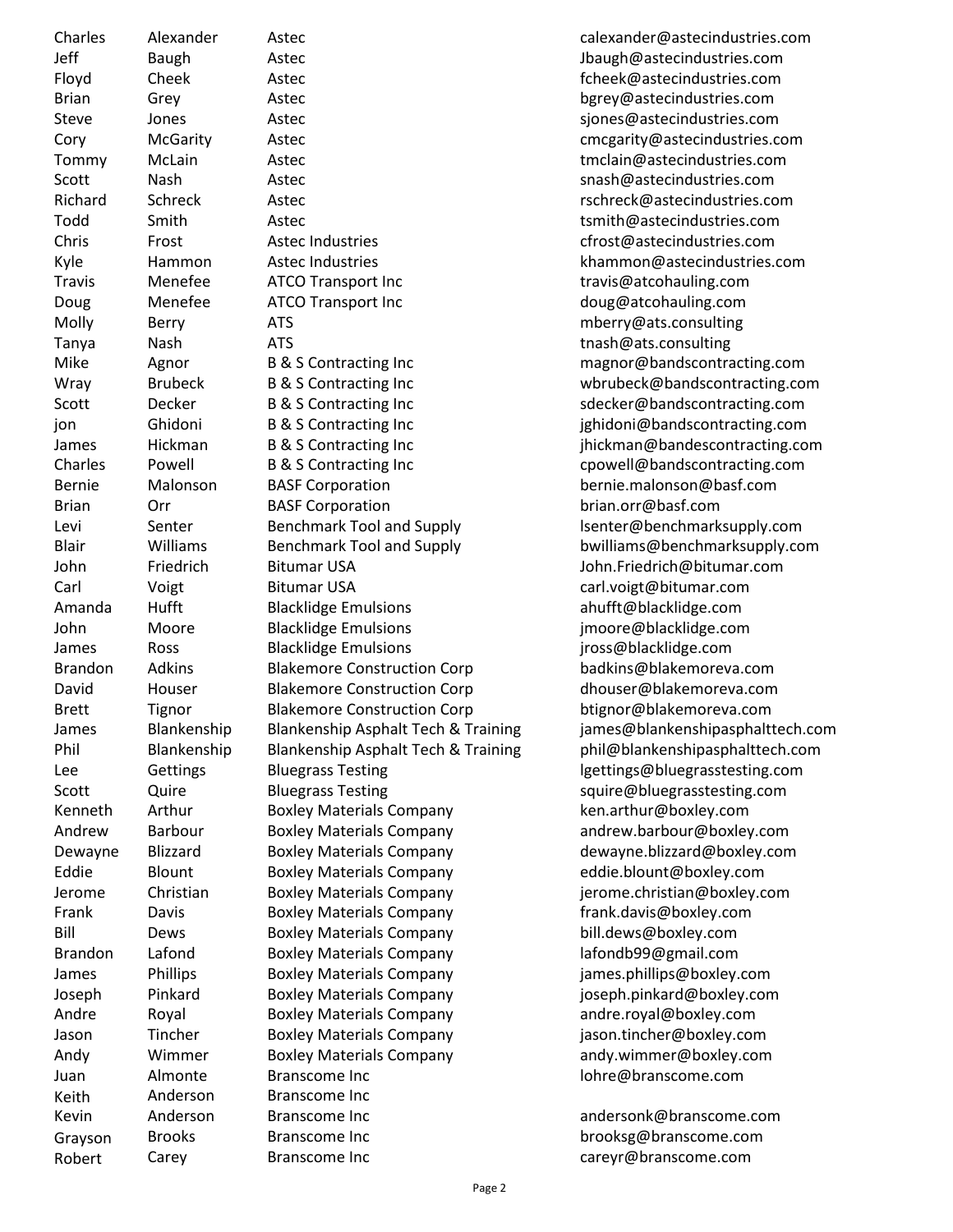| | | | |
|---|---|---|---|
| Charles | Alexander | Astec | calexander@astecindustries.com |
| Jeff | Baugh | Astec | Jbaugh@astecindustries.com |
| Floyd | Cheek | Astec | fcheek@astecindustries.com |
| Brian | Grey | Astec | bgrey@astecindustries.com |
| Steve | Jones | Astec | sjones@astecindustries.com |
| Cory | McGarity | Astec | cmcgarity@astecindustries.com |
| Tommy | McLain | Astec | tmclain@astecindustries.com |
| Scott | Nash | Astec | snash@astecindustries.com |
| Richard | Schreck | Astec | rschreck@astecindustries.com |
| Todd | Smith | Astec | tsmith@astecindustries.com |
| Chris | Frost | Astec Industries | cfrost@astecindustries.com |
| Kyle | Hammon | Astec Industries | khammon@astecindustries.com |
| Travis | Menefee | ATCO Transport Inc | travis@atcohauling.com |
| Doug | Menefee | ATCO Transport Inc | doug@atcohauling.com |
| Molly | Berry | ATS | mberry@ats.consulting |
| Tanya | Nash | ATS | tnash@ats.consulting |
| Mike | Agnor | B & S Contracting Inc | magnor@bandscontracting.com |
| Wray | Brubeck | B & S Contracting Inc | wbrubeck@bandscontracting.com |
| Scott | Decker | B & S Contracting Inc | sdecker@bandscontracting.com |
| jon | Ghidoni | B & S Contracting Inc | jghidoni@bandscontracting.com |
| James | Hickman | B & S Contracting Inc | jhickman@bandescontracting.com |
| Charles | Powell | B & S Contracting Inc | cpowell@bandscontracting.com |
| Bernie | Malonson | BASF Corporation | bernie.malonson@basf.com |
| Brian | Orr | BASF Corporation | brian.orr@basf.com |
| Levi | Senter | Benchmark Tool and Supply | lsenter@benchmarksupply.com |
| Blair | Williams | Benchmark Tool and Supply | bwilliams@benchmarksupply.com |
| John | Friedrich | Bitumar USA | John.Friedrich@bitumar.com |
| Carl | Voigt | Bitumar USA | carl.voigt@bitumar.com |
| Amanda | Hufft | Blacklidge Emulsions | ahufft@blacklidge.com |
| John | Moore | Blacklidge Emulsions | jmoore@blacklidge.com |
| James | Ross | Blacklidge Emulsions | jross@blacklidge.com |
| Brandon | Adkins | Blakemore Construction Corp | badkins@blakemoreva.com |
| David | Houser | Blakemore Construction Corp | dhouser@blakemoreva.com |
| Brett | Tignor | Blakemore Construction Corp | btignor@blakemoreva.com |
| James | Blankenship | Blankenship Asphalt Tech & Training | james@blankenshipasphalttech.com |
| Phil | Blankenship | Blankenship Asphalt Tech & Training | phil@blankenshipasphalttech.com |
| Lee | Gettings | Bluegrass Testing | lgettings@bluegrasstesting.com |
| Scott | Quire | Bluegrass Testing | squire@bluegrasstesting.com |
| Kenneth | Arthur | Boxley Materials Company | ken.arthur@boxley.com |
| Andrew | Barbour | Boxley Materials Company | andrew.barbour@boxley.com |
| Dewayne | Blizzard | Boxley Materials Company | dewayne.blizzard@boxley.com |
| Eddie | Blount | Boxley Materials Company | eddie.blount@boxley.com |
| Jerome | Christian | Boxley Materials Company | jerome.christian@boxley.com |
| Frank | Davis | Boxley Materials Company | frank.davis@boxley.com |
| Bill | Dews | Boxley Materials Company | bill.dews@boxley.com |
| Brandon | Lafond | Boxley Materials Company | lafondb99@gmail.com |
| James | Phillips | Boxley Materials Company | james.phillips@boxley.com |
| Joseph | Pinkard | Boxley Materials Company | joseph.pinkard@boxley.com |
| Andre | Royal | Boxley Materials Company | andre.royal@boxley.com |
| Jason | Tincher | Boxley Materials Company | jason.tincher@boxley.com |
| Andy | Wimmer | Boxley Materials Company | andy.wimmer@boxley.com |
| Juan | Almonte | Branscome Inc | lohre@branscome.com |
| Keith | Anderson | Branscome Inc | |
| Kevin | Anderson | Branscome Inc | andersonk@branscome.com |
| Grayson | Brooks | Branscome Inc | brooksg@branscome.com |
| Robert | Carey | Branscome Inc | careyr@branscome.com |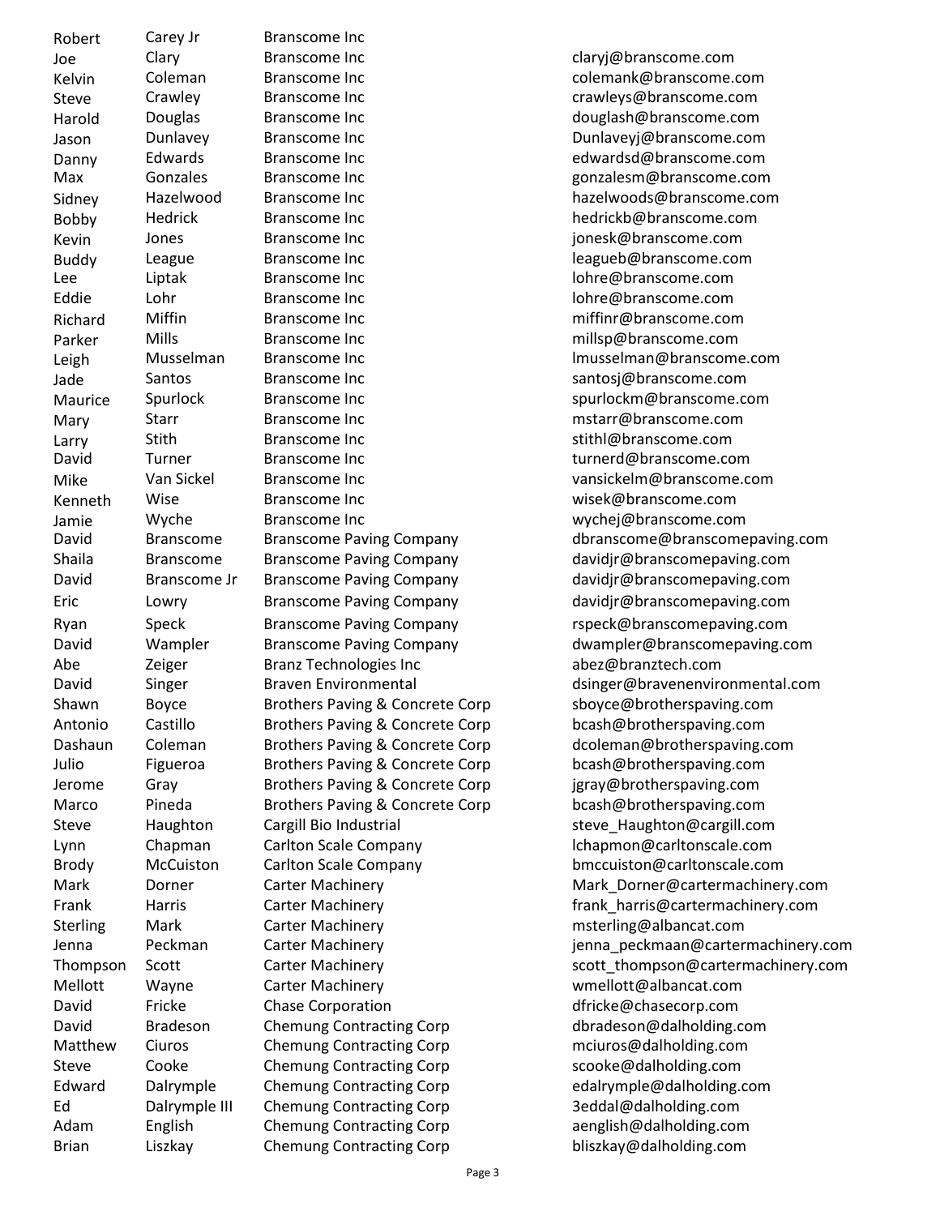| | | | |
|---|---|---|---|
| Robert | Carey Jr | Branscome Inc | |
| Joe | Clary | Branscome Inc | claryj@branscome.com |
| Kelvin | Coleman | Branscome Inc | colemank@branscome.com |
| Steve | Crawley | Branscome Inc | crawleys@branscome.com |
| Harold | Douglas | Branscome Inc | douglash@branscome.com |
| Jason | Dunlavey | Branscome Inc | Dunlaveyj@branscome.com |
| Danny | Edwards | Branscome Inc | edwardsd@branscome.com |
| Max | Gonzales | Branscome Inc | gonzalesm@branscome.com |
| Sidney | Hazelwood | Branscome Inc | hazelwoods@branscome.com |
| Bobby | Hedrick | Branscome Inc | hedrickb@branscome.com |
| Kevin | Jones | Branscome Inc | jonesk@branscome.com |
| Buddy | League | Branscome Inc | leagueb@branscome.com |
| Lee | Liptak | Branscome Inc | lohre@branscome.com |
| Eddie | Lohr | Branscome Inc | lohre@branscome.com |
| Richard | Miffin | Branscome Inc | miffinr@branscome.com |
| Parker | Mills | Branscome Inc | millsp@branscome.com |
| Leigh | Musselman | Branscome Inc | lmusselman@branscome.com |
| Jade | Santos | Branscome Inc | santosj@branscome.com |
| Maurice | Spurlock | Branscome Inc | spurlockm@branscome.com |
| Mary | Starr | Branscome Inc | mstarr@branscome.com |
| Larry | Stith | Branscome Inc | stithl@branscome.com |
| David | Turner | Branscome Inc | turnerd@branscome.com |
| Mike | Van Sickel | Branscome Inc | vansickelm@branscome.com |
| Kenneth | Wise | Branscome Inc | wisek@branscome.com |
| Jamie | Wyche | Branscome Inc | wychej@branscome.com |
| David | Branscome | Branscome Paving Company | dbranscome@branscomepaving.com |
| Shaila | Branscome | Branscome Paving Company | davidjr@branscomepaving.com |
| David | Branscome Jr | Branscome Paving Company | davidjr@branscomepaving.com |
| Eric | Lowry | Branscome Paving Company | davidjr@branscomepaving.com |
| Ryan | Speck | Branscome Paving Company | rspeck@branscomepaving.com |
| David | Wampler | Branscome Paving Company | dwampler@branscomepaving.com |
| Abe | Zeiger | Branz Technologies Inc | abez@branztech.com |
| David | Singer | Braven Environmental | dsinger@bravenenvironmental.com |
| Shawn | Boyce | Brothers Paving & Concrete Corp | sboyce@brotherspaving.com |
| Antonio | Castillo | Brothers Paving & Concrete Corp | bcash@brotherspaving.com |
| Dashaun | Coleman | Brothers Paving & Concrete Corp | dcoleman@brotherspaving.com |
| Julio | Figueroa | Brothers Paving & Concrete Corp | bcash@brotherspaving.com |
| Jerome | Gray | Brothers Paving & Concrete Corp | jgray@brotherspaving.com |
| Marco | Pineda | Brothers Paving & Concrete Corp | bcash@brotherspaving.com |
| Steve | Haughton | Cargill Bio Industrial | steve_Haughton@cargill.com |
| Lynn | Chapman | Carlton Scale Company | lchapmon@carltonscale.com |
| Brody | McCuiston | Carlton Scale Company | bmccuiston@carltonscale.com |
| Mark | Dorner | Carter Machinery | Mark_Dorner@cartermachinery.com |
| Frank | Harris | Carter Machinery | frank_harris@cartermachinery.com |
| Sterling | Mark | Carter Machinery | msterling@albancat.com |
| Jenna | Peckman | Carter Machinery | jenna_peckmaan@cartermachinery.com |
| Thompson | Scott | Carter Machinery | scott_thompson@cartermachinery.com |
| Mellott | Wayne | Carter Machinery | wmellott@albancat.com |
| David | Fricke | Chase Corporation | dfricke@chasecorp.com |
| David | Bradeson | Chemung Contracting Corp | dbradeson@dalholding.com |
| Matthew | Ciuros | Chemung Contracting Corp | mciuros@dalholding.com |
| Steve | Cooke | Chemung Contracting Corp | scooke@dalholding.com |
| Edward | Dalrymple | Chemung Contracting Corp | edalrymple@dalholding.com |
| Ed | Dalrymple III | Chemung Contracting Corp | 3eddal@dalholding.com |
| Adam | English | Chemung Contracting Corp | aenglish@dalholding.com |
| Brian | Liszkay | Chemung Contracting Corp | bliszkay@dalholding.com |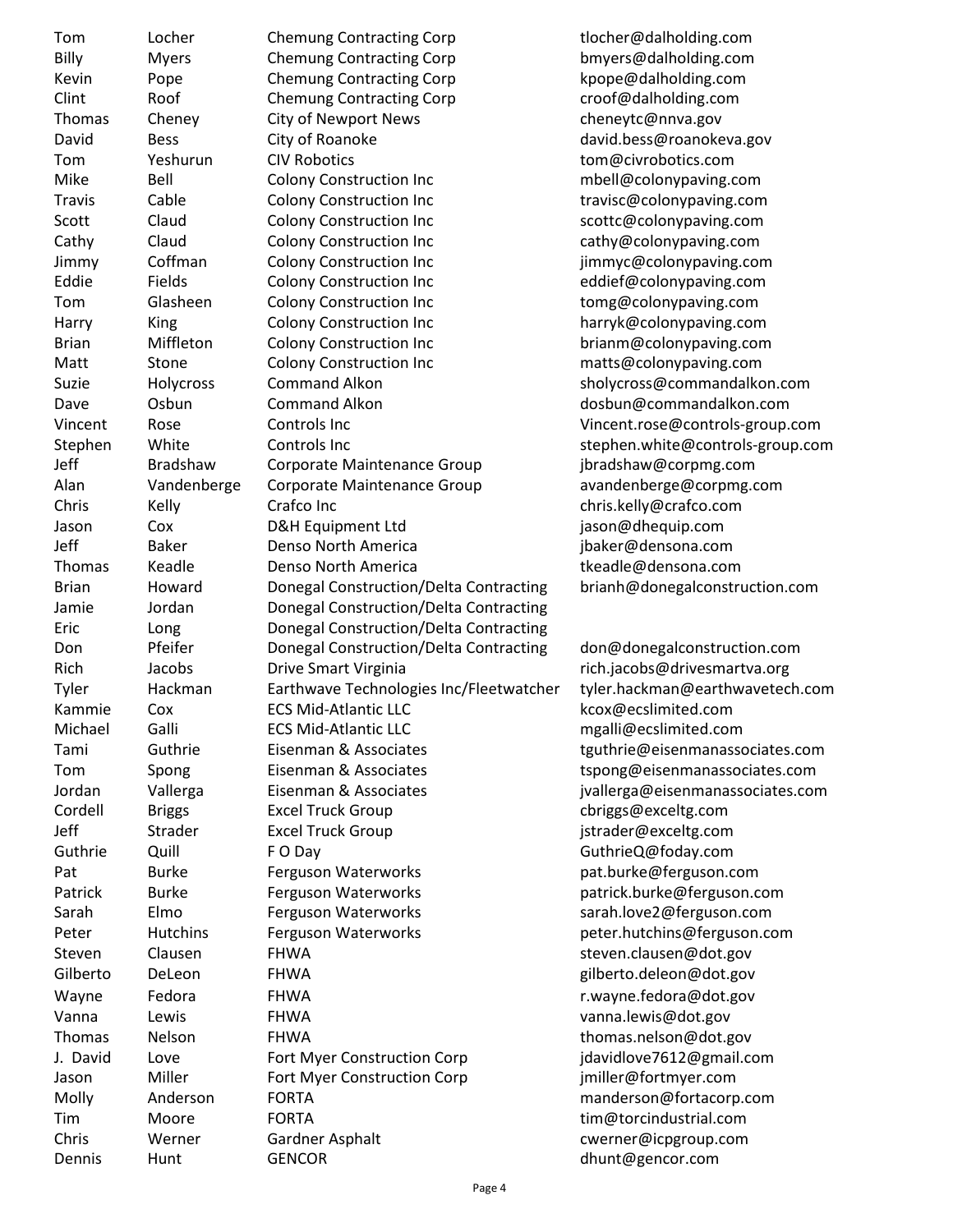| | | | |
|---|---|---|---|
| Tom | Locher | Chemung Contracting Corp | tlocher@dalholding.com |
| Billy | Myers | Chemung Contracting Corp | bmyers@dalholding.com |
| Kevin | Pope | Chemung Contracting Corp | kpope@dalholding.com |
| Clint | Roof | Chemung Contracting Corp | croof@dalholding.com |
| Thomas | Cheney | City of Newport News | cheneytc@nnva.gov |
| David | Bess | City of Roanoke | david.bess@roanokeva.gov |
| Tom | Yeshurun | CIV Robotics | tom@civrobotics.com |
| Mike | Bell | Colony Construction Inc | mbell@colonypaving.com |
| Travis | Cable | Colony Construction Inc | travisc@colonypaving.com |
| Scott | Claud | Colony Construction Inc | scottc@colonypaving.com |
| Cathy | Claud | Colony Construction Inc | cathy@colonypaving.com |
| Jimmy | Coffman | Colony Construction Inc | jimmyc@colonypaving.com |
| Eddie | Fields | Colony Construction Inc | eddief@colonypaving.com |
| Tom | Glasheen | Colony Construction Inc | tomg@colonypaving.com |
| Harry | King | Colony Construction Inc | harryk@colonypaving.com |
| Brian | Miffleton | Colony Construction Inc | brianm@colonypaving.com |
| Matt | Stone | Colony Construction Inc | matts@colonypaving.com |
| Suzie | Holycross | Command Alkon | sholycross@commandalkon.com |
| Dave | Osbun | Command Alkon | dosbun@commandalkon.com |
| Vincent | Rose | Controls Inc | Vincent.rose@controls-group.com |
| Stephen | White | Controls Inc | stephen.white@controls-group.com |
| Jeff | Bradshaw | Corporate Maintenance Group | jbradshaw@corpmg.com |
| Alan | Vandenberge | Corporate Maintenance Group | avandenberge@corpmg.com |
| Chris | Kelly | Crafco Inc | chris.kelly@crafco.com |
| Jason | Cox | D&H Equipment Ltd | jason@dhequip.com |
| Jeff | Baker | Denso North America | jbaker@densona.com |
| Thomas | Keadle | Denso North America | tkeadle@densona.com |
| Brian | Howard | Donegal Construction/Delta Contracting | brianh@donegalconstruction.com |
| Jamie | Jordan | Donegal Construction/Delta Contracting | |
| Eric | Long | Donegal Construction/Delta Contracting | |
| Don | Pfeifer | Donegal Construction/Delta Contracting | don@donegalconstruction.com |
| Rich | Jacobs | Drive Smart Virginia | rich.jacobs@drivesmartva.org |
| Tyler | Hackman | Earthwave Technologies Inc/Fleetwatcher | tyler.hackman@earthwavetech.com |
| Kammie | Cox | ECS Mid-Atlantic LLC | kcox@ecslimited.com |
| Michael | Galli | ECS Mid-Atlantic LLC | mgalli@ecslimited.com |
| Tami | Guthrie | Eisenman & Associates | tguthrie@eisenmanassociates.com |
| Tom | Spong | Eisenman & Associates | tspong@eisenmanassociates.com |
| Jordan | Vallerga | Eisenman & Associates | jvallerga@eisenmanassociates.com |
| Cordell | Briggs | Excel Truck Group | cbriggs@exceltg.com |
| Jeff | Strader | Excel Truck Group | jstrader@exceltg.com |
| Guthrie | Quill | F O Day | GuthrieQ@foday.com |
| Pat | Burke | Ferguson Waterworks | pat.burke@ferguson.com |
| Patrick | Burke | Ferguson Waterworks | patrick.burke@ferguson.com |
| Sarah | Elmo | Ferguson Waterworks | sarah.love2@ferguson.com |
| Peter | Hutchins | Ferguson Waterworks | peter.hutchins@ferguson.com |
| Steven | Clausen | FHWA | steven.clausen@dot.gov |
| Gilberto | DeLeon | FHWA | gilberto.deleon@dot.gov |
| Wayne | Fedora | FHWA | r.wayne.fedora@dot.gov |
| Vanna | Lewis | FHWA | vanna.lewis@dot.gov |
| Thomas | Nelson | FHWA | thomas.nelson@dot.gov |
| J. David | Love | Fort Myer Construction Corp | jdavidlove7612@gmail.com |
| Jason | Miller | Fort Myer Construction Corp | jmiller@fortmyer.com |
| Molly | Anderson | FORTA | manderson@fortacorp.com |
| Tim | Moore | FORTA | tim@torcindustrial.com |
| Chris | Werner | Gardner Asphalt | cwerner@icpgroup.com |
| Dennis | Hunt | GENCOR | dhunt@gencor.com |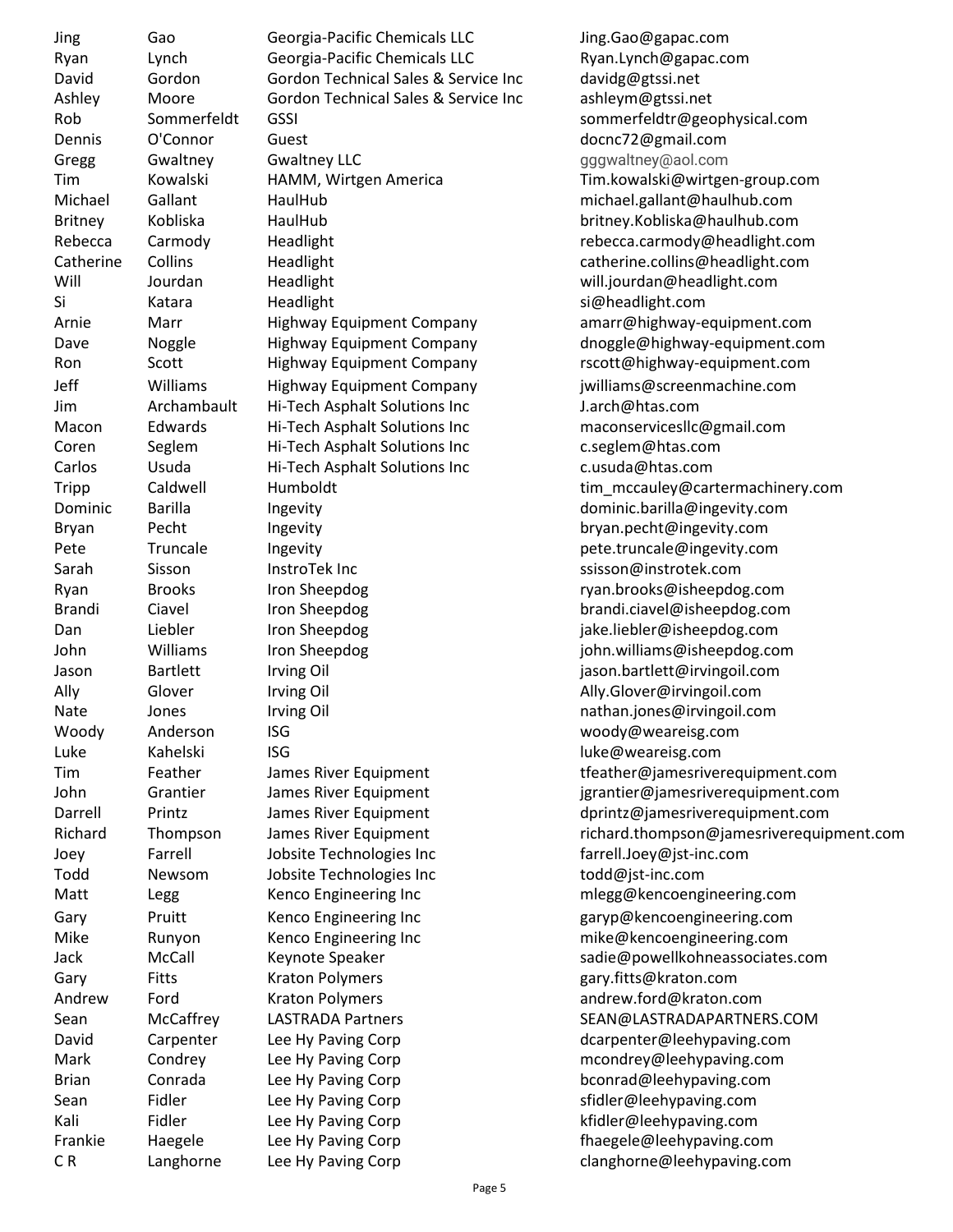| | | | |
|---|---|---|---|
| Jing | Gao | Georgia-Pacific Chemicals LLC | Jing.Gao@gapac.com |
| Ryan | Lynch | Georgia-Pacific Chemicals LLC | Ryan.Lynch@gapac.com |
| David | Gordon | Gordon Technical Sales & Service Inc | davidg@gtssi.net |
| Ashley | Moore | Gordon Technical Sales & Service Inc | ashleym@gtssi.net |
| Rob | Sommerfeldt | GSSI | sommerfeldtr@geophysical.com |
| Dennis | O'Connor | Guest | docnc72@gmail.com |
| Gregg | Gwaltney | Gwaltney LLC | gggwaltney@aol.com |
| Tim | Kowalski | HAMM, Wirtgen America | Tim.kowalski@wirtgen-group.com |
| Michael | Gallant | HaulHub | michael.gallant@haulhub.com |
| Britney | Kobliska | HaulHub | britney.Kobliska@haulhub.com |
| Rebecca | Carmody | Headlight | rebecca.carmody@headlight.com |
| Catherine | Collins | Headlight | catherine.collins@headlight.com |
| Will | Jourdan | Headlight | will.jourdan@headlight.com |
| Si | Katara | Headlight | si@headlight.com |
| Arnie | Marr | Highway Equipment Company | amarr@highway-equipment.com |
| Dave | Noggle | Highway Equipment Company | dnoggle@highway-equipment.com |
| Ron | Scott | Highway Equipment Company | rscott@highway-equipment.com |
| Jeff | Williams | Highway Equipment Company | jwilliams@screenmachine.com |
| Jim | Archambault | Hi-Tech Asphalt Solutions Inc | J.arch@htas.com |
| Macon | Edwards | Hi-Tech Asphalt Solutions Inc | maconservicesllc@gmail.com |
| Coren | Seglem | Hi-Tech Asphalt Solutions Inc | c.seglem@htas.com |
| Carlos | Usuda | Hi-Tech Asphalt Solutions Inc | c.usuda@htas.com |
| Tripp | Caldwell | Humboldt | tim_mccauley@cartermachinery.com |
| Dominic | Barilla | Ingevity | dominic.barilla@ingevity.com |
| Bryan | Pecht | Ingevity | bryan.pecht@ingevity.com |
| Pete | Truncale | Ingevity | pete.truncale@ingevity.com |
| Sarah | Sisson | InstroTek Inc | ssisson@instrotek.com |
| Ryan | Brooks | Iron Sheepdog | ryan.brooks@isheepdog.com |
| Brandi | Ciavel | Iron Sheepdog | brandi.ciavel@isheepdog.com |
| Dan | Liebler | Iron Sheepdog | jake.liebler@isheepdog.com |
| John | Williams | Iron Sheepdog | john.williams@isheepdog.com |
| Jason | Bartlett | Irving Oil | jason.bartlett@irvingoil.com |
| Ally | Glover | Irving Oil | Ally.Glover@irvingoil.com |
| Nate | Jones | Irving Oil | nathan.jones@irvingoil.com |
| Woody | Anderson | ISG | woody@weareisg.com |
| Luke | Kahelski | ISG | luke@weareisg.com |
| Tim | Feather | James River Equipment | tfeather@jamesriverequipment.com |
| John | Grantier | James River Equipment | jgrantier@jamesriverequipment.com |
| Darrell | Printz | James River Equipment | dprintz@jamesriverequipment.com |
| Richard | Thompson | James River Equipment | richard.thompson@jamesriverequipment.com |
| Joey | Farrell | Jobsite Technologies Inc | farrell.Joey@jst-inc.com |
| Todd | Newsom | Jobsite Technologies Inc | todd@jst-inc.com |
| Matt | Legg | Kenco Engineering Inc | mlegg@kencoengineering.com |
| Gary | Pruitt | Kenco Engineering Inc | garyp@kencoengineering.com |
| Mike | Runyon | Kenco Engineering Inc | mike@kencoengineering.com |
| Jack | McCall | Keynote Speaker | sadie@powellkohneassociates.com |
| Gary | Fitts | Kraton Polymers | gary.fitts@kraton.com |
| Andrew | Ford | Kraton Polymers | andrew.ford@kraton.com |
| Sean | McCaffrey | LASTRADA Partners | SEAN@LASTRADAPARTNERS.COM |
| David | Carpenter | Lee Hy Paving Corp | dcarpenter@leehypaving.com |
| Mark | Condrey | Lee Hy Paving Corp | mcondrey@leehypaving.com |
| Brian | Conrada | Lee Hy Paving Corp | bconrad@leehypaving.com |
| Sean | Fidler | Lee Hy Paving Corp | sfidler@leehypaving.com |
| Kali | Fidler | Lee Hy Paving Corp | kfidler@leehypaving.com |
| Frankie | Haegele | Lee Hy Paving Corp | fhaegele@leehypaving.com |
| C R | Langhorne | Lee Hy Paving Corp | clanghorne@leehypaving.com |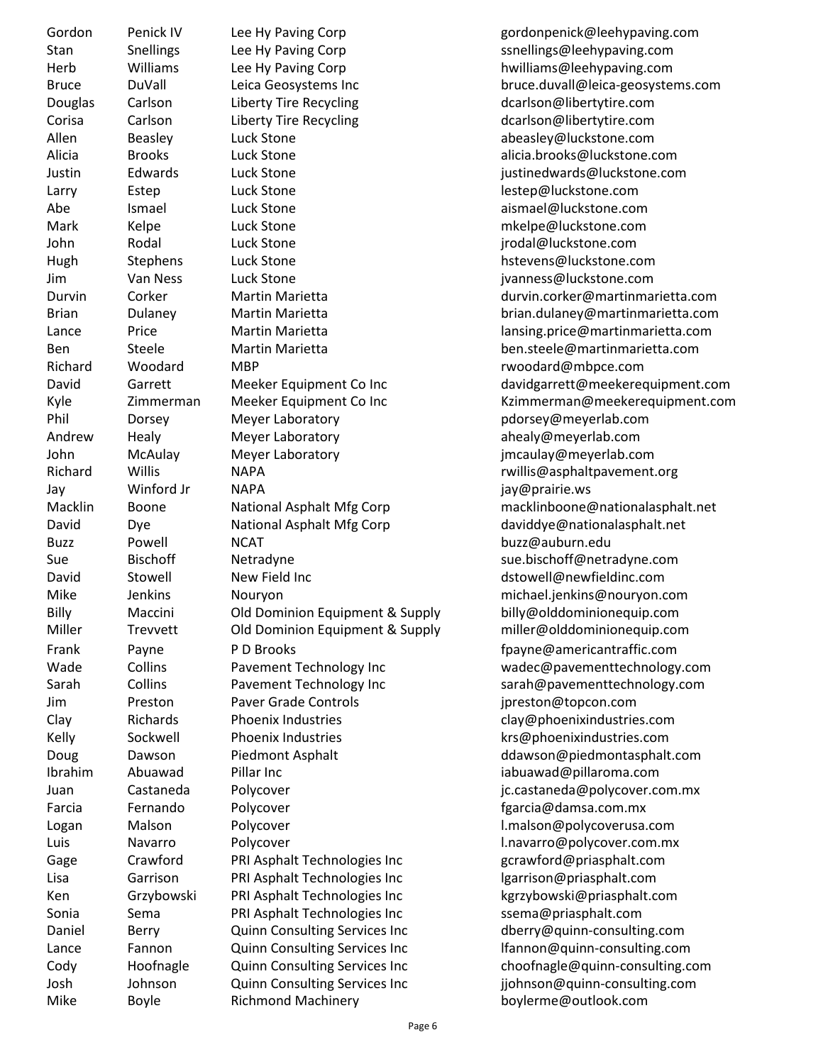| | | | |
|---|---|---|---|
| Gordon | Penick IV | Lee Hy Paving Corp | gordonpenick@leehypaving.com |
| Stan | Snellings | Lee Hy Paving Corp | ssnellings@leehypaving.com |
| Herb | Williams | Lee Hy Paving Corp | hwilliams@leehypaving.com |
| Bruce | DuVall | Leica Geosystems Inc | bruce.duvall@leica-geosystems.com |
| Douglas | Carlson | Liberty Tire Recycling | dcarlson@libertytire.com |
| Corisa | Carlson | Liberty Tire Recycling | dcarlson@libertytire.com |
| Allen | Beasley | Luck Stone | abeasley@luckstone.com |
| Alicia | Brooks | Luck Stone | alicia.brooks@luckstone.com |
| Justin | Edwards | Luck Stone | justinedwards@luckstone.com |
| Larry | Estep | Luck Stone | lestep@luckstone.com |
| Abe | Ismael | Luck Stone | aismael@luckstone.com |
| Mark | Kelpe | Luck Stone | mkelpe@luckstone.com |
| John | Rodal | Luck Stone | jrodal@luckstone.com |
| Hugh | Stephens | Luck Stone | hstevens@luckstone.com |
| Jim | Van Ness | Luck Stone | jvanness@luckstone.com |
| Durvin | Corker | Martin Marietta | durvin.corker@martinmarietta.com |
| Brian | Dulaney | Martin Marietta | brian.dulaney@martinmarietta.com |
| Lance | Price | Martin Marietta | lansing.price@martinmarietta.com |
| Ben | Steele | Martin Marietta | ben.steele@martinmarietta.com |
| Richard | Woodard | MBP | rwoodard@mbpce.com |
| David | Garrett | Meeker Equipment Co Inc | davidgarrett@meekerequipment.com |
| Kyle | Zimmerman | Meeker Equipment Co Inc | Kzimmerman@meekerequipment.com |
| Phil | Dorsey | Meyer Laboratory | pdorsey@meyerlab.com |
| Andrew | Healy | Meyer Laboratory | ahealy@meyerlab.com |
| John | McAulay | Meyer Laboratory | jmcaulay@meyerlab.com |
| Richard | Willis | NAPA | rwillis@asphaltpavement.org |
| Jay | Winford Jr | NAPA | jay@prairie.ws |
| Macklin | Boone | National Asphalt Mfg Corp | macklinboone@nationalasphalt.net |
| David | Dye | National Asphalt Mfg Corp | daviddye@nationalasphalt.net |
| Buzz | Powell | NCAT | buzz@auburn.edu |
| Sue | Bischoff | Netradyne | sue.bischoff@netradyne.com |
| David | Stowell | New Field Inc | dstowell@newfieldinc.com |
| Mike | Jenkins | Nouryon | michael.jenkins@nouryon.com |
| Billy | Maccini | Old Dominion Equipment & Supply | billy@olddominionequip.com |
| Miller | Trevvett | Old Dominion Equipment & Supply | miller@olddominionequip.com |
| Frank | Payne | P D Brooks | fpayne@americantraffic.com |
| Wade | Collins | Pavement Technology Inc | wadec@pavementtechnology.com |
| Sarah | Collins | Pavement Technology Inc | sarah@pavementtechnology.com |
| Jim | Preston | Paver Grade Controls | jpreston@topcon.com |
| Clay | Richards | Phoenix Industries | clay@phoenixindustries.com |
| Kelly | Sockwell | Phoenix Industries | krs@phoenixindustries.com |
| Doug | Dawson | Piedmont Asphalt | ddawson@piedmontasphalt.com |
| Ibrahim | Abuawad | Pillar Inc | iabuawad@pillaroma.com |
| Juan | Castaneda | Polycover | jc.castaneda@polycover.com.mx |
| Farcia | Fernando | Polycover | fgarcia@damsa.com.mx |
| Logan | Malson | Polycover | l.malson@polycoverusa.com |
| Luis | Navarro | Polycover | l.navarro@polycover.com.mx |
| Gage | Crawford | PRI Asphalt Technologies Inc | gcrawford@priasphalt.com |
| Lisa | Garrison | PRI Asphalt Technologies Inc | lgarrison@priasphalt.com |
| Ken | Grzybowski | PRI Asphalt Technologies Inc | kgrzybowski@priasphalt.com |
| Sonia | Sema | PRI Asphalt Technologies Inc | ssema@priasphalt.com |
| Daniel | Berry | Quinn Consulting Services Inc | dberry@quinn-consulting.com |
| Lance | Fannon | Quinn Consulting Services Inc | lfannon@quinn-consulting.com |
| Cody | Hoofnagle | Quinn Consulting Services Inc | choofnagle@quinn-consulting.com |
| Josh | Johnson | Quinn Consulting Services Inc | jjohnson@quinn-consulting.com |
| Mike | Boyle | Richmond Machinery | boylerme@outlook.com |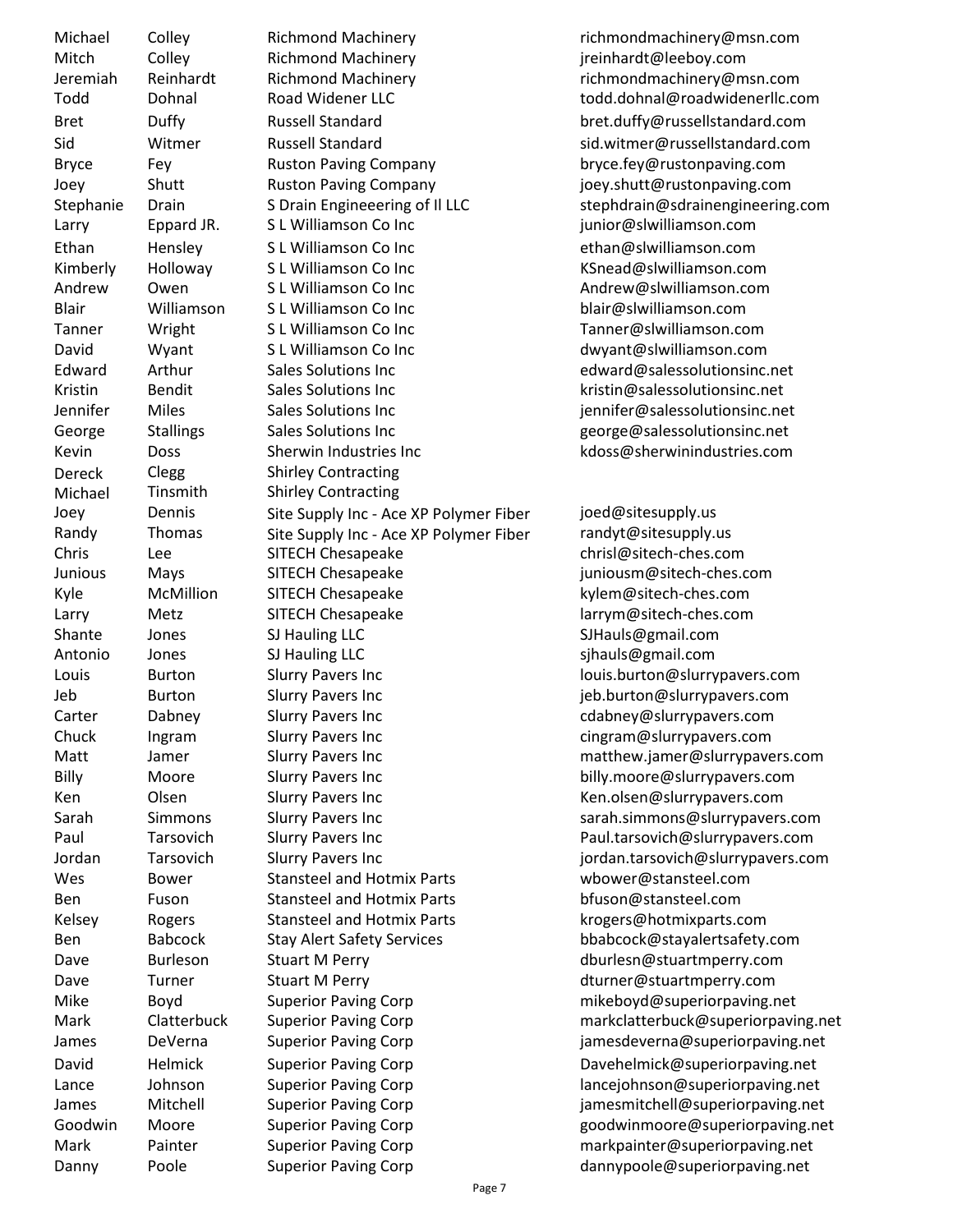| | | | |
|---|---|---|---|
| Michael | Colley | Richmond Machinery | richmondmachinery@msn.com |
| Mitch | Colley | Richmond Machinery | jreinhardt@leeboy.com |
| Jeremiah | Reinhardt | Richmond Machinery | richmondmachinery@msn.com |
| Todd | Dohnal | Road Widener LLC | todd.dohnal@roadwidenerllc.com |
| Bret | Duffy | Russell Standard | bret.duffy@russellstandard.com |
| Sid | Witmer | Russell Standard | sid.witmer@russellstandard.com |
| Bryce | Fey | Ruston Paving Company | bryce.fey@rustonpaving.com |
| Joey | Shutt | Ruston Paving Company | joey.shutt@rustonpaving.com |
| Stephanie | Drain | S Drain Engineeering of Il LLC | stephdrain@sdrainengineering.com |
| Larry | Eppard JR. | S L Williamson Co Inc | junior@slwilliamson.com |
| Ethan | Hensley | S L Williamson Co Inc | ethan@slwilliamson.com |
| Kimberly | Holloway | S L Williamson Co Inc | KSnead@slwilliamson.com |
| Andrew | Owen | S L Williamson Co Inc | Andrew@slwilliamson.com |
| Blair | Williamson | S L Williamson Co Inc | blair@slwilliamson.com |
| Tanner | Wright | S L Williamson Co Inc | Tanner@slwilliamson.com |
| David | Wyant | S L Williamson Co Inc | dwyant@slwilliamson.com |
| Edward | Arthur | Sales Solutions Inc | edward@salessolutionsinc.net |
| Kristin | Bendit | Sales Solutions Inc | kristin@salessolutionsinc.net |
| Jennifer | Miles | Sales Solutions Inc | jennifer@salessolutionsinc.net |
| George | Stallings | Sales Solutions Inc | george@salessolutionsinc.net |
| Kevin | Doss | Sherwin Industries Inc | kdoss@sherwinindustries.com |
| Dereck | Clegg | Shirley Contracting | |
| Michael | Tinsmith | Shirley Contracting | |
| Joey | Dennis | Site Supply Inc - Ace XP Polymer Fiber | joed@sitesupply.us |
| Randy | Thomas | Site Supply Inc - Ace XP Polymer Fiber | randyt@sitesupply.us |
| Chris | Lee | SITECH Chesapeake | chrisl@sitech-ches.com |
| Junious | Mays | SITECH Chesapeake | juniousm@sitech-ches.com |
| Kyle | McMillion | SITECH Chesapeake | kylem@sitech-ches.com |
| Larry | Metz | SITECH Chesapeake | larrym@sitech-ches.com |
| Shante | Jones | SJ Hauling LLC | SJHauls@gmail.com |
| Antonio | Jones | SJ Hauling LLC | sjhauls@gmail.com |
| Louis | Burton | Slurry Pavers Inc | louis.burton@slurrypavers.com |
| Jeb | Burton | Slurry Pavers Inc | jeb.burton@slurrypavers.com |
| Carter | Dabney | Slurry Pavers Inc | cdabney@slurrypavers.com |
| Chuck | Ingram | Slurry Pavers Inc | cingram@slurrypavers.com |
| Matt | Jamer | Slurry Pavers Inc | matthew.jamer@slurrypavers.com |
| Billy | Moore | Slurry Pavers Inc | billy.moore@slurrypavers.com |
| Ken | Olsen | Slurry Pavers Inc | Ken.olsen@slurrypavers.com |
| Sarah | Simmons | Slurry Pavers Inc | sarah.simmons@slurrypavers.com |
| Paul | Tarsovich | Slurry Pavers Inc | Paul.tarsovich@slurrypavers.com |
| Jordan | Tarsovich | Slurry Pavers Inc | jordan.tarsovich@slurrypavers.com |
| Wes | Bower | Stansteel and Hotmix Parts | wbower@stansteel.com |
| Ben | Fuson | Stansteel and Hotmix Parts | bfuson@stansteel.com |
| Kelsey | Rogers | Stansteel and Hotmix Parts | krogers@hotmixparts.com |
| Ben | Babcock | Stay Alert Safety Services | bbabcock@stayalertsafety.com |
| Dave | Burleson | Stuart M Perry | dburlesn@stuartmperry.com |
| Dave | Turner | Stuart M Perry | dturner@stuartmperry.com |
| Mike | Boyd | Superior Paving Corp | mikeboyd@superiorpaving.net |
| Mark | Clatterbuck | Superior Paving Corp | markclatterbuck@superiorpaving.net |
| James | DeVerna | Superior Paving Corp | jamesdeverna@superiorpaving.net |
| David | Helmick | Superior Paving Corp | Davehelmick@superiorpaving.net |
| Lance | Johnson | Superior Paving Corp | lancejohnson@superiorpaving.net |
| James | Mitchell | Superior Paving Corp | jamesmitchell@superiorpaving.net |
| Goodwin | Moore | Superior Paving Corp | goodwinmoore@superiorpaving.net |
| Mark | Painter | Superior Paving Corp | markpainter@superiorpaving.net |
| Danny | Poole | Superior Paving Corp | dannypoole@superiorpaving.net |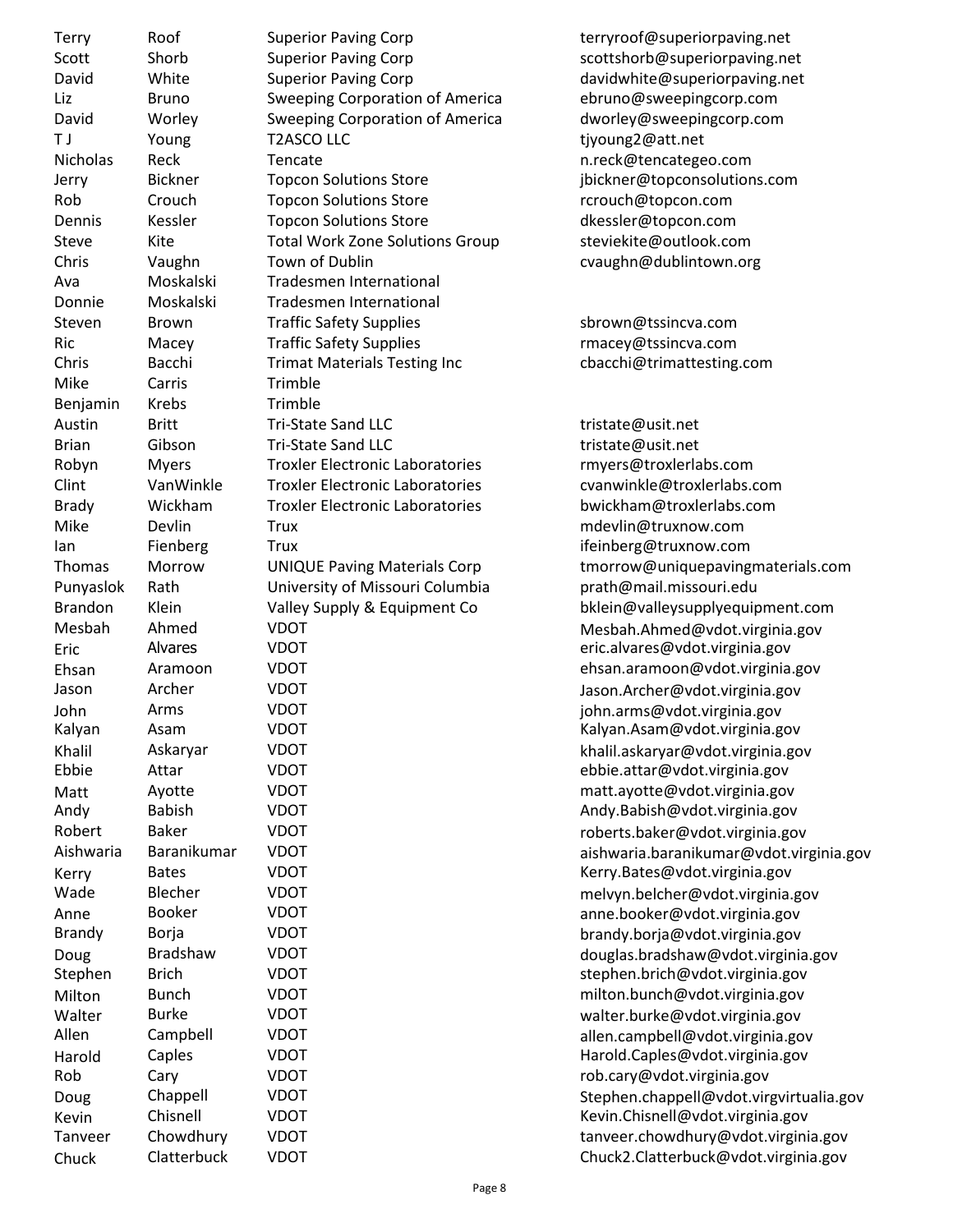| | | | |
|---|---|---|---|
| Terry | Roof | Superior Paving Corp | terryroof@superiorpaving.net |
| Scott | Shorb | Superior Paving Corp | scottshorb@superiorpaving.net |
| David | White | Superior Paving Corp | davidwhite@superiorpaving.net |
| Liz | Bruno | Sweeping Corporation of America | ebruno@sweepingcorp.com |
| David | Worley | Sweeping Corporation of America | dworley@sweepingcorp.com |
| T J | Young | T2ASCO LLC | tjyoung2@att.net |
| Nicholas | Reck | Tencate | n.reck@tencategeo.com |
| Jerry | Bickner | Topcon Solutions Store | jbickner@topconsolutions.com |
| Rob | Crouch | Topcon Solutions Store | rcrouch@topcon.com |
| Dennis | Kessler | Topcon Solutions Store | dkessler@topcon.com |
| Steve | Kite | Total Work Zone Solutions Group | steviekite@outlook.com |
| Chris | Vaughn | Town of Dublin | cvaughn@dublintown.org |
| Ava | Moskalski | Tradesmen International | |
| Donnie | Moskalski | Tradesmen International | |
| Steven | Brown | Traffic Safety Supplies | sbrown@tssincva.com |
| Ric | Macey | Traffic Safety Supplies | rmacey@tssincva.com |
| Chris | Bacchi | Trimat Materials Testing Inc | cbacchi@trimattesting.com |
| Mike | Carris | Trimble | |
| Benjamin | Krebs | Trimble | |
| Austin | Britt | Tri-State Sand LLC | tristate@usit.net |
| Brian | Gibson | Tri-State Sand LLC | tristate@usit.net |
| Robyn | Myers | Troxler Electronic Laboratories | rmyers@troxlerlabs.com |
| Clint | VanWinkle | Troxler Electronic Laboratories | cvanwinkle@troxlerlabs.com |
| Brady | Wickham | Troxler Electronic Laboratories | bwickham@troxlerlabs.com |
| Mike | Devlin | Trux | mdevlin@truxnow.com |
| Ian | Fienberg | Trux | ifeinberg@truxnow.com |
| Thomas | Morrow | UNIQUE Paving Materials Corp | tmorrow@uniquepavingmaterials.com |
| Punyaslok | Rath | University of Missouri Columbia | prath@mail.missouri.edu |
| Brandon | Klein | Valley Supply & Equipment Co | bklein@valleysupplyequipment.com |
| Mesbah | Ahmed | VDOT | Mesbah.Ahmed@vdot.virginia.gov |
| Eric | Alvares | VDOT | eric.alvares@vdot.virginia.gov |
| Ehsan | Aramoon | VDOT | ehsan.aramoon@vdot.virginia.gov |
| Jason | Archer | VDOT | Jason.Archer@vdot.virginia.gov |
| John | Arms | VDOT | john.arms@vdot.virginia.gov |
| Kalyan | Asam | VDOT | Kalyan.Asam@vdot.virginia.gov |
| Khalil | Askaryar | VDOT | khalil.askaryar@vdot.virginia.gov |
| Ebbie | Attar | VDOT | ebbie.attar@vdot.virginia.gov |
| Matt | Ayotte | VDOT | matt.ayotte@vdot.virginia.gov |
| Andy | Babish | VDOT | Andy.Babish@vdot.virginia.gov |
| Robert | Baker | VDOT | roberts.baker@vdot.virginia.gov |
| Aishwaria | Baranikumar | VDOT | aishwaria.baranikumar@vdot.virginia.gov |
| Kerry | Bates | VDOT | Kerry.Bates@vdot.virginia.gov |
| Wade | Blecher | VDOT | melvyn.belcher@vdot.virginia.gov |
| Anne | Booker | VDOT | anne.booker@vdot.virginia.gov |
| Brandy | Borja | VDOT | brandy.borja@vdot.virginia.gov |
| Doug | Bradshaw | VDOT | douglas.bradshaw@vdot.virginia.gov |
| Stephen | Brich | VDOT | stephen.brich@vdot.virginia.gov |
| Milton | Bunch | VDOT | milton.bunch@vdot.virginia.gov |
| Walter | Burke | VDOT | walter.burke@vdot.virginia.gov |
| Allen | Campbell | VDOT | allen.campbell@vdot.virginia.gov |
| Harold | Caples | VDOT | Harold.Caples@vdot.virginia.gov |
| Rob | Cary | VDOT | rob.cary@vdot.virginia.gov |
| Doug | Chappell | VDOT | Stephen.chappell@vdot.virgvirtualia.gov |
| Kevin | Chisnell | VDOT | Kevin.Chisnell@vdot.virginia.gov |
| Tanveer | Chowdhury | VDOT | tanveer.chowdhury@vdot.virginia.gov |
| Chuck | Clatterbuck | VDOT | Chuck2.Clatterbuck@vdot.virginia.gov |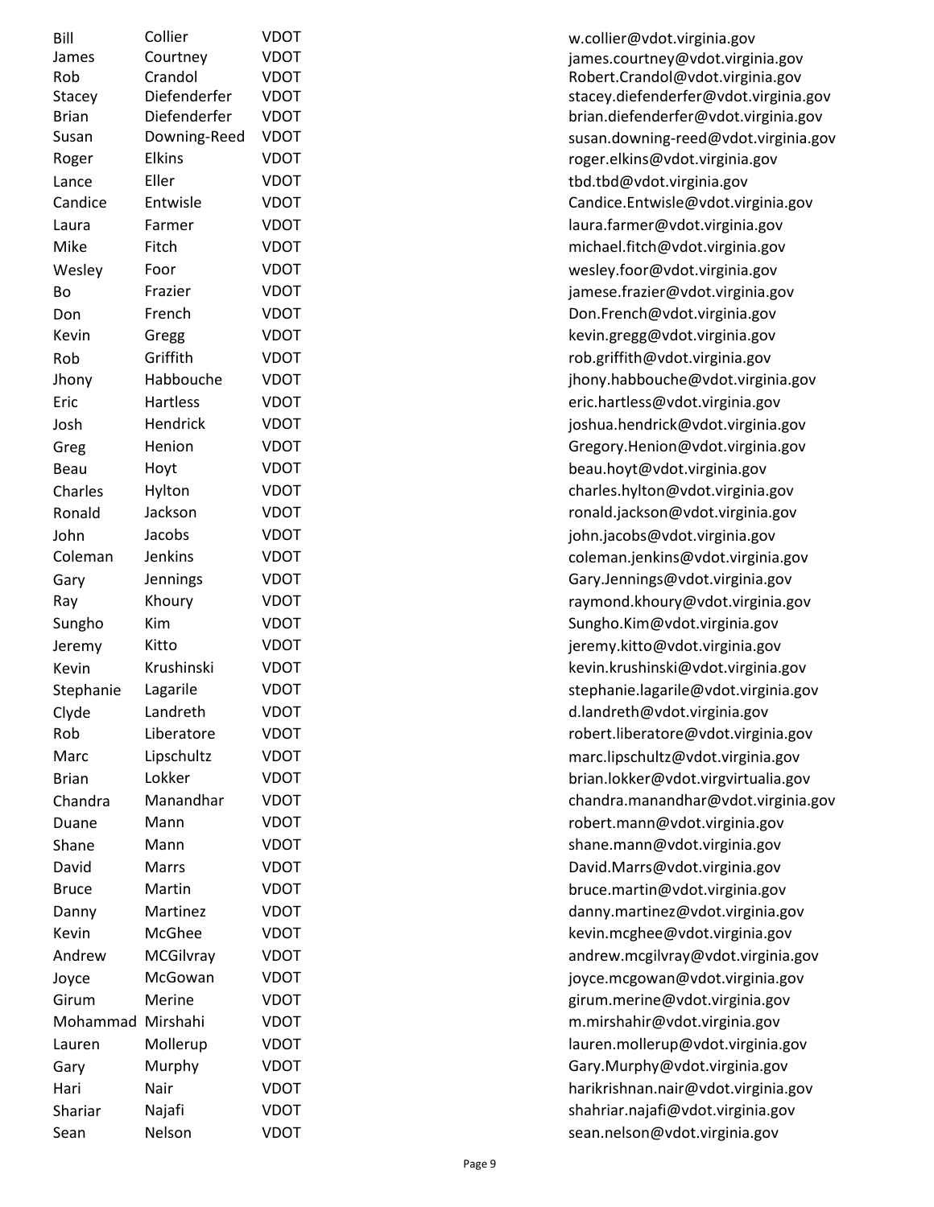| | | | |
|---|---|---|---|
| Bill | Collier | VDOT | w.collier@vdot.virginia.gov |
| James | Courtney | VDOT | james.courtney@vdot.virginia.gov |
| Rob | Crandol | VDOT | Robert.Crandol@vdot.virginia.gov |
| Stacey | Diefenderfer | VDOT | stacey.diefenderfer@vdot.virginia.gov |
| Brian | Diefenderfer | VDOT | brian.diefenderfer@vdot.virginia.gov |
| Susan | Downing-Reed | VDOT | susan.downing-reed@vdot.virginia.gov |
| Roger | Elkins | VDOT | roger.elkins@vdot.virginia.gov |
| Lance | Eller | VDOT | tbd.tbd@vdot.virginia.gov |
| Candice | Entwisle | VDOT | Candice.Entwisle@vdot.virginia.gov |
| Laura | Farmer | VDOT | laura.farmer@vdot.virginia.gov |
| Mike | Fitch | VDOT | michael.fitch@vdot.virginia.gov |
| Wesley | Foor | VDOT | wesley.foor@vdot.virginia.gov |
| Bo | Frazier | VDOT | jamese.frazier@vdot.virginia.gov |
| Don | French | VDOT | Don.French@vdot.virginia.gov |
| Kevin | Gregg | VDOT | kevin.gregg@vdot.virginia.gov |
| Rob | Griffith | VDOT | rob.griffith@vdot.virginia.gov |
| Jhony | Habbouche | VDOT | jhony.habbouche@vdot.virginia.gov |
| Eric | Hartless | VDOT | eric.hartless@vdot.virginia.gov |
| Josh | Hendrick | VDOT | joshua.hendrick@vdot.virginia.gov |
| Greg | Henion | VDOT | Gregory.Henion@vdot.virginia.gov |
| Beau | Hoyt | VDOT | beau.hoyt@vdot.virginia.gov |
| Charles | Hylton | VDOT | charles.hylton@vdot.virginia.gov |
| Ronald | Jackson | VDOT | ronald.jackson@vdot.virginia.gov |
| John | Jacobs | VDOT | john.jacobs@vdot.virginia.gov |
| Coleman | Jenkins | VDOT | coleman.jenkins@vdot.virginia.gov |
| Gary | Jennings | VDOT | Gary.Jennings@vdot.virginia.gov |
| Ray | Khoury | VDOT | raymond.khoury@vdot.virginia.gov |
| Sungho | Kim | VDOT | Sungho.Kim@vdot.virginia.gov |
| Jeremy | Kitto | VDOT | jeremy.kitto@vdot.virginia.gov |
| Kevin | Krushinski | VDOT | kevin.krushinski@vdot.virginia.gov |
| Stephanie | Lagarile | VDOT | stephanie.lagarile@vdot.virginia.gov |
| Clyde | Landreth | VDOT | d.landreth@vdot.virginia.gov |
| Rob | Liberatore | VDOT | robert.liberatore@vdot.virginia.gov |
| Marc | Lipschultz | VDOT | marc.lipschultz@vdot.virginia.gov |
| Brian | Lokker | VDOT | brian.lokker@vdot.virgvirtualia.gov |
| Chandra | Manandhar | VDOT | chandra.manandhar@vdot.virginia.gov |
| Duane | Mann | VDOT | robert.mann@vdot.virginia.gov |
| Shane | Mann | VDOT | shane.mann@vdot.virginia.gov |
| David | Marrs | VDOT | David.Marrs@vdot.virginia.gov |
| Bruce | Martin | VDOT | bruce.martin@vdot.virginia.gov |
| Danny | Martinez | VDOT | danny.martinez@vdot.virginia.gov |
| Kevin | McGhee | VDOT | kevin.mcghee@vdot.virginia.gov |
| Andrew | MCGilvray | VDOT | andrew.mcgilvray@vdot.virginia.gov |
| Joyce | McGowan | VDOT | joyce.mcgowan@vdot.virginia.gov |
| Girum | Merine | VDOT | girum.merine@vdot.virginia.gov |
| Mohammad | Mirshahi | VDOT | m.mirshahir@vdot.virginia.gov |
| Lauren | Mollerup | VDOT | lauren.mollerup@vdot.virginia.gov |
| Gary | Murphy | VDOT | Gary.Murphy@vdot.virginia.gov |
| Hari | Nair | VDOT | harikrishnan.nair@vdot.virginia.gov |
| Shariar | Najafi | VDOT | shahriar.najafi@vdot.virginia.gov |
| Sean | Nelson | VDOT | sean.nelson@vdot.virginia.gov |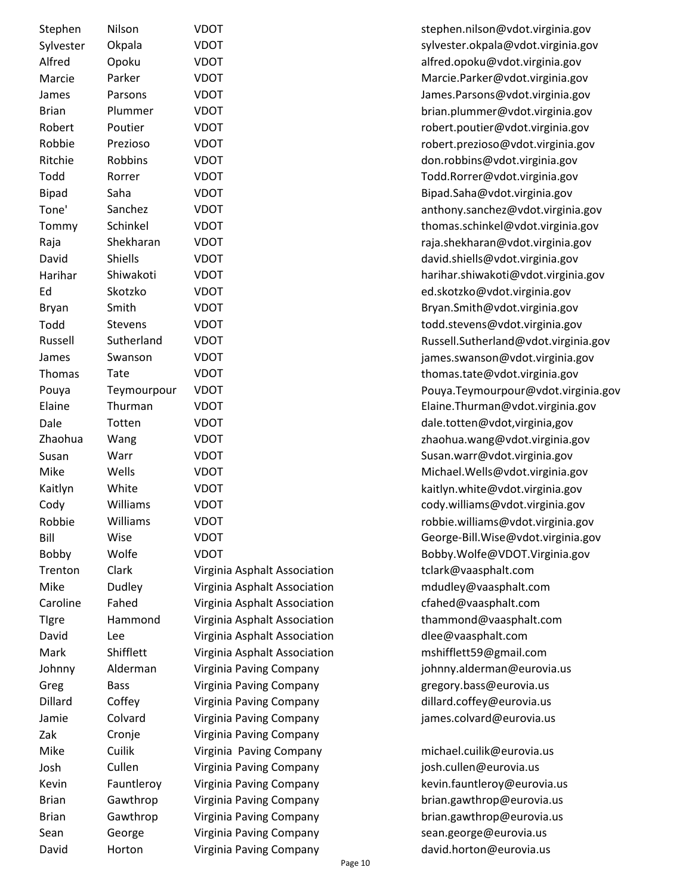| | | | |
|---|---|---|---|
| Stephen | Nilson | VDOT | stephen.nilson@vdot.virginia.gov |
| Sylvester | Okpala | VDOT | sylvester.okpala@vdot.virginia.gov |
| Alfred | Opoku | VDOT | alfred.opoku@vdot.virginia.gov |
| Marcie | Parker | VDOT | Marcie.Parker@vdot.virginia.gov |
| James | Parsons | VDOT | James.Parsons@vdot.virginia.gov |
| Brian | Plummer | VDOT | brian.plummer@vdot.virginia.gov |
| Robert | Poutier | VDOT | robert.poutier@vdot.virginia.gov |
| Robbie | Prezioso | VDOT | robert.prezioso@vdot.virginia.gov |
| Ritchie | Robbins | VDOT | don.robbins@vdot.virginia.gov |
| Todd | Rorrer | VDOT | Todd.Rorrer@vdot.virginia.gov |
| Bipad | Saha | VDOT | Bipad.Saha@vdot.virginia.gov |
| Tone' | Sanchez | VDOT | anthony.sanchez@vdot.virginia.gov |
| Tommy | Schinkel | VDOT | thomas.schinkel@vdot.virginia.gov |
| Raja | Shekharan | VDOT | raja.shekharan@vdot.virginia.gov |
| David | Shiells | VDOT | david.shiells@vdot.virginia.gov |
| Harihar | Shiwakoti | VDOT | harihar.shiwakoti@vdot.virginia.gov |
| Ed | Skotzko | VDOT | ed.skotzko@vdot.virginia.gov |
| Bryan | Smith | VDOT | Bryan.Smith@vdot.virginia.gov |
| Todd | Stevens | VDOT | todd.stevens@vdot.virginia.gov |
| Russell | Sutherland | VDOT | Russell.Sutherland@vdot.virginia.gov |
| James | Swanson | VDOT | james.swanson@vdot.virginia.gov |
| Thomas | Tate | VDOT | thomas.tate@vdot.virginia.gov |
| Pouya | Teymourpour | VDOT | Pouya.Teymourpour@vdot.virginia.gov |
| Elaine | Thurman | VDOT | Elaine.Thurman@vdot.virginia.gov |
| Dale | Totten | VDOT | dale.totten@vdot,virginia,gov |
| Zhaohua | Wang | VDOT | zhaohua.wang@vdot.virginia.gov |
| Susan | Warr | VDOT | Susan.warr@vdot.virginia.gov |
| Mike | Wells | VDOT | Michael.Wells@vdot.virginia.gov |
| Kaitlyn | White | VDOT | kaitlyn.white@vdot.virginia.gov |
| Cody | Williams | VDOT | cody.williams@vdot.virginia.gov |
| Robbie | Williams | VDOT | robbie.williams@vdot.virginia.gov |
| Bill | Wise | VDOT | George-Bill.Wise@vdot.virginia.gov |
| Bobby | Wolfe | VDOT | Bobby.Wolfe@VDOT.Virginia.gov |
| Trenton | Clark | Virginia Asphalt Association | tclark@vaasphalt.com |
| Mike | Dudley | Virginia Asphalt Association | mdudley@vaasphalt.com |
| Caroline | Fahed | Virginia Asphalt Association | cfahed@vaasphalt.com |
| TIgre | Hammond | Virginia Asphalt Association | thammond@vaasphalt.com |
| David | Lee | Virginia Asphalt Association | dlee@vaasphalt.com |
| Mark | Shifflett | Virginia Asphalt Association | mshifflett59@gmail.com |
| Johnny | Alderman | Virginia Paving Company | johnny.alderman@eurovia.us |
| Greg | Bass | Virginia Paving Company | gregory.bass@eurovia.us |
| Dillard | Coffey | Virginia Paving Company | dillard.coffey@eurovia.us |
| Jamie | Colvard | Virginia Paving Company | james.colvard@eurovia.us |
| Zak | Cronje | Virginia Paving Company | |
| Mike | Cuilik | Virginia Paving Company | michael.cuilik@eurovia.us |
| Josh | Cullen | Virginia Paving Company | josh.cullen@eurovia.us |
| Kevin | Fauntleroy | Virginia Paving Company | kevin.fauntleroy@eurovia.us |
| Brian | Gawthrop | Virginia Paving Company | brian.gawthrop@eurovia.us |
| Brian | Gawthrop | Virginia Paving Company | brian.gawthrop@eurovia.us |
| Sean | George | Virginia Paving Company | sean.george@eurovia.us |
| David | Horton | Virginia Paving Company | david.horton@eurovia.us |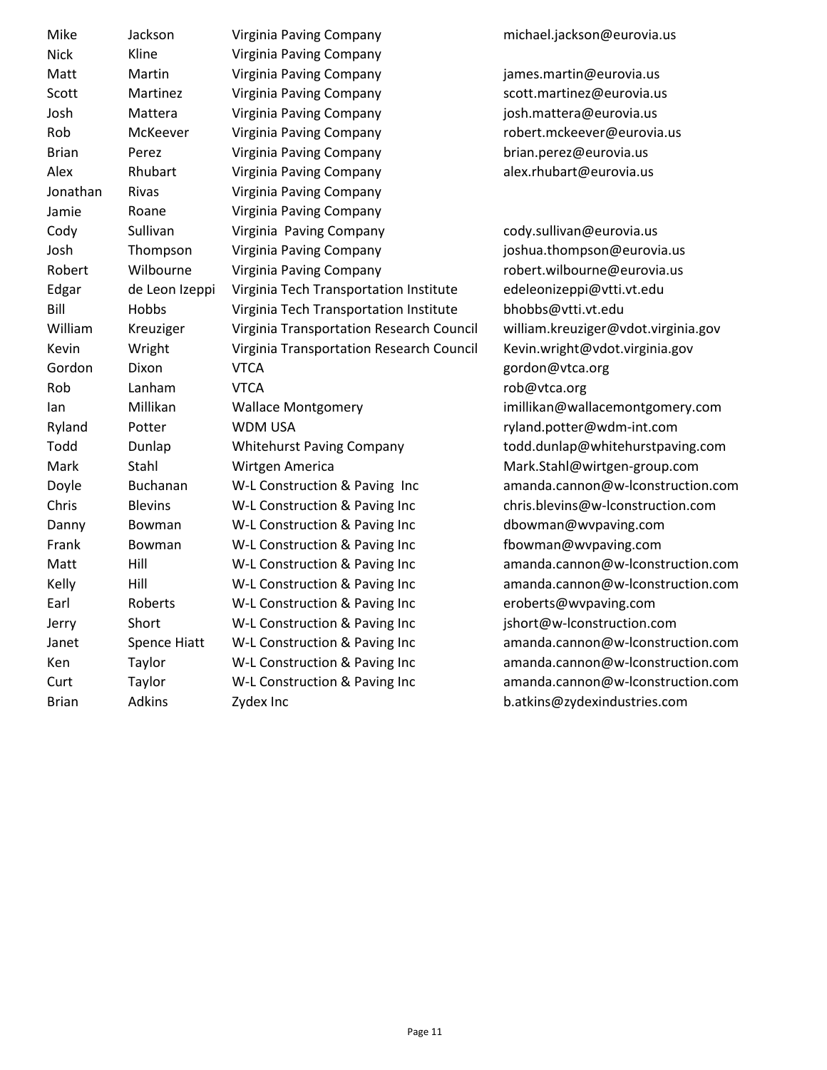| | | | |
|---|---|---|---|
| Mike | Jackson | Virginia Paving Company | michael.jackson@eurovia.us |
| Nick | Kline | Virginia Paving Company | |
| Matt | Martin | Virginia Paving Company | james.martin@eurovia.us |
| Scott | Martinez | Virginia Paving Company | scott.martinez@eurovia.us |
| Josh | Mattera | Virginia Paving Company | josh.mattera@eurovia.us |
| Rob | McKeever | Virginia Paving Company | robert.mckeever@eurovia.us |
| Brian | Perez | Virginia Paving Company | brian.perez@eurovia.us |
| Alex | Rhubart | Virginia Paving Company | alex.rhubart@eurovia.us |
| Jonathan | Rivas | Virginia Paving Company | |
| Jamie | Roane | Virginia Paving Company | |
| Cody | Sullivan | Virginia  Paving Company | cody.sullivan@eurovia.us |
| Josh | Thompson | Virginia Paving Company | joshua.thompson@eurovia.us |
| Robert | Wilbourne | Virginia Paving Company | robert.wilbourne@eurovia.us |
| Edgar | de Leon Izeppi | Virginia Tech Transportation Institute | edeleonizeppi@vtti.vt.edu |
| Bill | Hobbs | Virginia Tech Transportation Institute | bhobbs@vtti.vt.edu |
| William | Kreuziger | Virginia Transportation Research Council | william.kreuziger@vdot.virginia.gov |
| Kevin | Wright | Virginia Transportation Research Council | Kevin.wright@vdot.virginia.gov |
| Gordon | Dixon | VTCA | gordon@vtca.org |
| Rob | Lanham | VTCA | rob@vtca.org |
| Ian | Millikan | Wallace Montgomery | imillikan@wallacemontgomery.com |
| Ryland | Potter | WDM USA | ryland.potter@wdm-int.com |
| Todd | Dunlap | Whitehurst Paving Company | todd.dunlap@whitehurstpaving.com |
| Mark | Stahl | Wirtgen America | Mark.Stahl@wirtgen-group.com |
| Doyle | Buchanan | W-L Construction & Paving  Inc | amanda.cannon@w-lconstruction.com |
| Chris | Blevins | W-L Construction & Paving Inc | chris.blevins@w-lconstruction.com |
| Danny | Bowman | W-L Construction & Paving Inc | dbowman@wvpaving.com |
| Frank | Bowman | W-L Construction & Paving Inc | fbowman@wvpaving.com |
| Matt | Hill | W-L Construction & Paving Inc | amanda.cannon@w-lconstruction.com |
| Kelly | Hill | W-L Construction & Paving Inc | amanda.cannon@w-lconstruction.com |
| Earl | Roberts | W-L Construction & Paving Inc | eroberts@wvpaving.com |
| Jerry | Short | W-L Construction & Paving Inc | jshort@w-lconstruction.com |
| Janet | Spence Hiatt | W-L Construction & Paving Inc | amanda.cannon@w-lconstruction.com |
| Ken | Taylor | W-L Construction & Paving Inc | amanda.cannon@w-lconstruction.com |
| Curt | Taylor | W-L Construction & Paving Inc | amanda.cannon@w-lconstruction.com |
| Brian | Adkins | Zydex Inc | b.atkins@zydexindustries.com |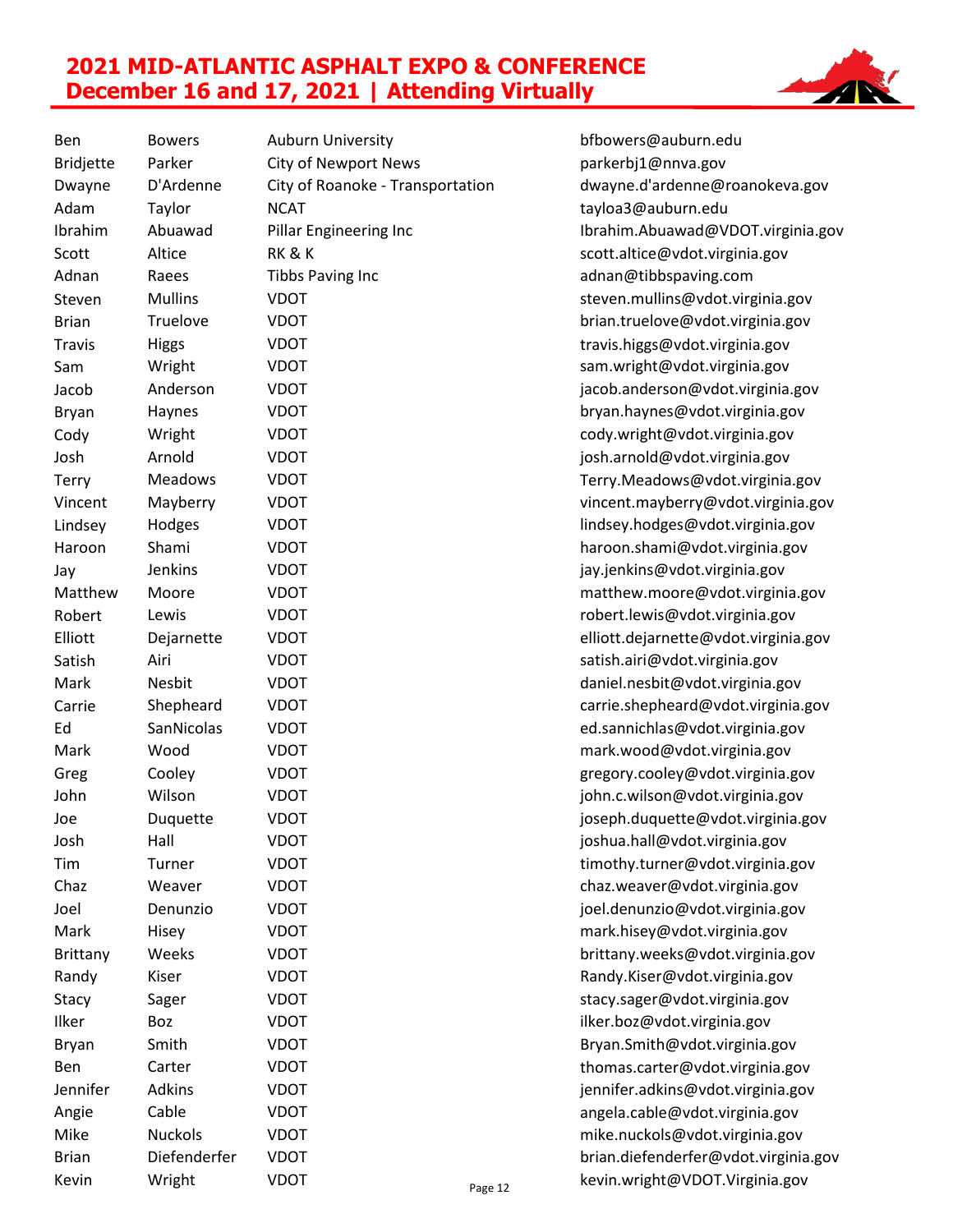# 2021 MID-ATLANTIC ASPHALT EXPO & CONFERENCE
## December 16 and 17, 2021 | Attending Virtually

| | | | |
|---|---|---|---|
| Ben | Bowers | Auburn University | bfbowers@auburn.edu |
| Bridjette | Parker | City of Newport News | parkerbj1@nnva.gov |
| Dwayne | D'Ardenne | City of Roanoke - Transportation | dwayne.d'ardenne@roanokeva.gov |
| Adam | Taylor | NCAT | tayloa3@auburn.edu |
| Ibrahim | Abuawad | Pillar Engineering Inc | Ibrahim.Abuawad@VDOT.virginia.gov |
| Scott | Altice | RK & K | scott.altice@vdot.virginia.gov |
| Adnan | Raees | Tibbs Paving Inc | adnan@tibbspaving.com |
| Steven | Mullins | VDOT | steven.mullins@vdot.virginia.gov |
| Brian | Truelove | VDOT | brian.truelove@vdot.virginia.gov |
| Travis | Higgs | VDOT | travis.higgs@vdot.virginia.gov |
| Sam | Wright | VDOT | sam.wright@vdot.virginia.gov |
| Jacob | Anderson | VDOT | jacob.anderson@vdot.virginia.gov |
| Bryan | Haynes | VDOT | bryan.haynes@vdot.virginia.gov |
| Cody | Wright | VDOT | cody.wright@vdot.virginia.gov |
| Josh | Arnold | VDOT | josh.arnold@vdot.virginia.gov |
| Terry | Meadows | VDOT | Terry.Meadows@vdot.virginia.gov |
| Vincent | Mayberry | VDOT | vincent.mayberry@vdot.virginia.gov |
| Lindsey | Hodges | VDOT | lindsey.hodges@vdot.virginia.gov |
| Haroon | Shami | VDOT | haroon.shami@vdot.virginia.gov |
| Jay | Jenkins | VDOT | jay.jenkins@vdot.virginia.gov |
| Matthew | Moore | VDOT | matthew.moore@vdot.virginia.gov |
| Robert | Lewis | VDOT | robert.lewis@vdot.virginia.gov |
| Elliott | Dejarnette | VDOT | elliott.dejarnette@vdot.virginia.gov |
| Satish | Airi | VDOT | satish.airi@vdot.virginia.gov |
| Mark | Nesbit | VDOT | daniel.nesbit@vdot.virginia.gov |
| Carrie | Shepheard | VDOT | carrie.shepheard@vdot.virginia.gov |
| Ed | SanNicolas | VDOT | ed.sannichlas@vdot.virginia.gov |
| Mark | Wood | VDOT | mark.wood@vdot.virginia.gov |
| Greg | Cooley | VDOT | gregory.cooley@vdot.virginia.gov |
| John | Wilson | VDOT | john.c.wilson@vdot.virginia.gov |
| Joe | Duquette | VDOT | joseph.duquette@vdot.virginia.gov |
| Josh | Hall | VDOT | joshua.hall@vdot.virginia.gov |
| Tim | Turner | VDOT | timothy.turner@vdot.virginia.gov |
| Chaz | Weaver | VDOT | chaz.weaver@vdot.virginia.gov |
| Joel | Denunzio | VDOT | joel.denunzio@vdot.virginia.gov |
| Mark | Hisey | VDOT | mark.hisey@vdot.virginia.gov |
| Brittany | Weeks | VDOT | brittany.weeks@vdot.virginia.gov |
| Randy | Kiser | VDOT | Randy.Kiser@vdot.virginia.gov |
| Stacy | Sager | VDOT | stacy.sager@vdot.virginia.gov |
| Ilker | Boz | VDOT | ilker.boz@vdot.virginia.gov |
| Bryan | Smith | VDOT | Bryan.Smith@vdot.virginia.gov |
| Ben | Carter | VDOT | thomas.carter@vdot.virginia.gov |
| Jennifer | Adkins | VDOT | jennifer.adkins@vdot.virginia.gov |
| Angie | Cable | VDOT | angela.cable@vdot.virginia.gov |
| Mike | Nuckols | VDOT | mike.nuckols@vdot.virginia.gov |
| Brian | Diefenderfer | VDOT | brian.diefenderfer@vdot.virginia.gov |
| Kevin | Wright | VDOT | kevin.wright@VDOT.Virginia.gov |